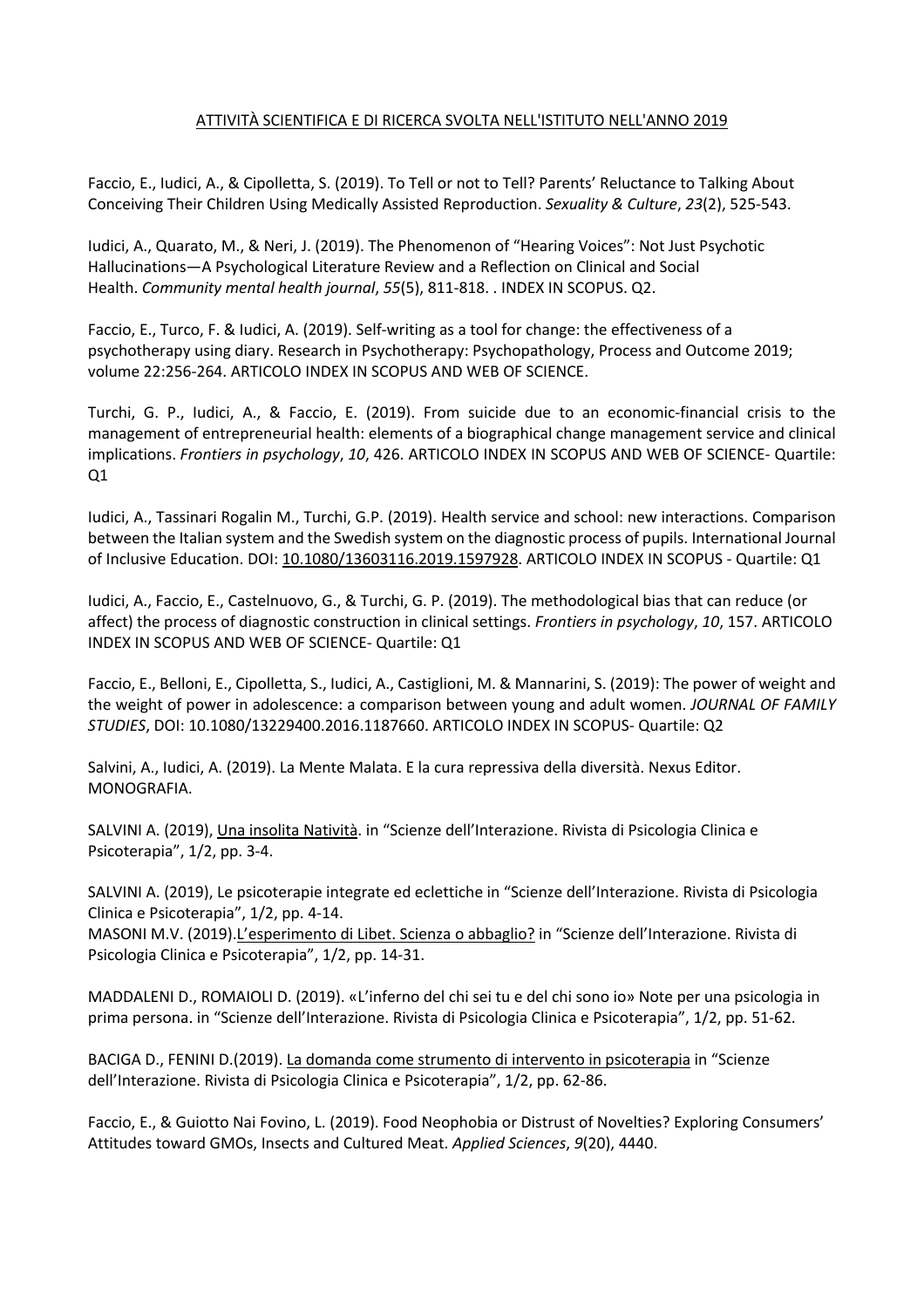ATTIVITÀ SCIENTIFICA E DI RICERCA SVOLTA NELL'ISTITUTO NELL'ANNO 2019

Faccio, E., Iudici, A., & Cipolletta, S. (2019). To Tell or not to Tell? Parents' Reluctance to Talking About Conceiving Their Children Using Medically Assisted Reproduction. *Sexuality & Culture*, *23*(2), 525-543.

Iudici, A., Quarato, M., & Neri, J. (2019). The Phenomenon of "Hearing Voices": Not Just Psychotic Hallucinations—A Psychological Literature Review and a Reflection on Clinical and Social Health. *Community mental health journal*, *55*(5), 811-818. . INDEX IN SCOPUS. Q2.

Faccio, E., Turco, F. & Iudici, A. (2019). Self-writing as a tool for change: the effectiveness of a psychotherapy using diary. Research in Psychotherapy: Psychopathology, Process and Outcome 2019; volume 22:256-264. ARTICOLO INDEX IN SCOPUS AND WEB OF SCIENCE.

Turchi, G. P., Iudici, A., & Faccio, E. (2019). From suicide due to an economic-financial crisis to the management of entrepreneurial health: elements of a biographical change management service and clinical implications. *Frontiers in psychology*, *10*, 426. ARTICOLO INDEX IN SCOPUS AND WEB OF SCIENCE- Quartile: Q1

Iudici, A., Tassinari Rogalin M., Turchi, G.P. (2019). Health service and school: new interactions. Comparison between the Italian system and the Swedish system on the diagnostic process of pupils. International Journal of Inclusive Education. DOI: 10.1080/13603116.2019.1597928. ARTICOLO INDEX IN SCOPUS - Quartile: Q1

Iudici, A., Faccio, E., Castelnuovo, G., & Turchi, G. P. (2019). The methodological bias that can reduce (or affect) the process of diagnostic construction in clinical settings. *Frontiers in psychology*, *10*, 157. ARTICOLO INDEX IN SCOPUS AND WEB OF SCIENCE- Quartile: Q1

Faccio, E., Belloni, E., Cipolletta, S., Iudici, A., Castiglioni, M. & Mannarini, S. (2019): The power of weight and the weight of power in adolescence: a comparison between young and adult women. *JOURNAL OF FAMILY STUDIES*, DOI: 10.1080/13229400.2016.1187660. ARTICOLO INDEX IN SCOPUS- Quartile: Q2

Salvini, A., Iudici, A. (2019). La Mente Malata. E la cura repressiva della diversità. Nexus Editor. MONOGRAFIA.

SALVINI A. (2019), Una insolita Natività. in "Scienze dell'Interazione. Rivista di Psicologia Clinica e Psicoterapia", 1/2, pp. 3-4.

SALVINI A. (2019), Le psicoterapie integrate ed eclettiche in "Scienze dell'Interazione. Rivista di Psicologia Clinica e Psicoterapia", 1/2, pp. 4-14.
MASONI M.V. (2019).L'esperimento di Libet. Scienza o abbaglio? in "Scienze dell'Interazione. Rivista di Psicologia Clinica e Psicoterapia", 1/2, pp. 14-31.

MADDALENI D., ROMAIOLI D. (2019). «L'inferno del chi sei tu e del chi sono io» Note per una psicologia in prima persona. in "Scienze dell'Interazione. Rivista di Psicologia Clinica e Psicoterapia", 1/2, pp. 51-62.

BACIGA D., FENINI D.(2019). La domanda come strumento di intervento in psicoterapia in "Scienze dell'Interazione. Rivista di Psicologia Clinica e Psicoterapia", 1/2, pp. 62-86.

Faccio, E., & Guiotto Nai Fovino, L. (2019). Food Neophobia or Distrust of Novelties? Exploring Consumers' Attitudes toward GMOs, Insects and Cultured Meat. *Applied Sciences*, *9*(20), 4440.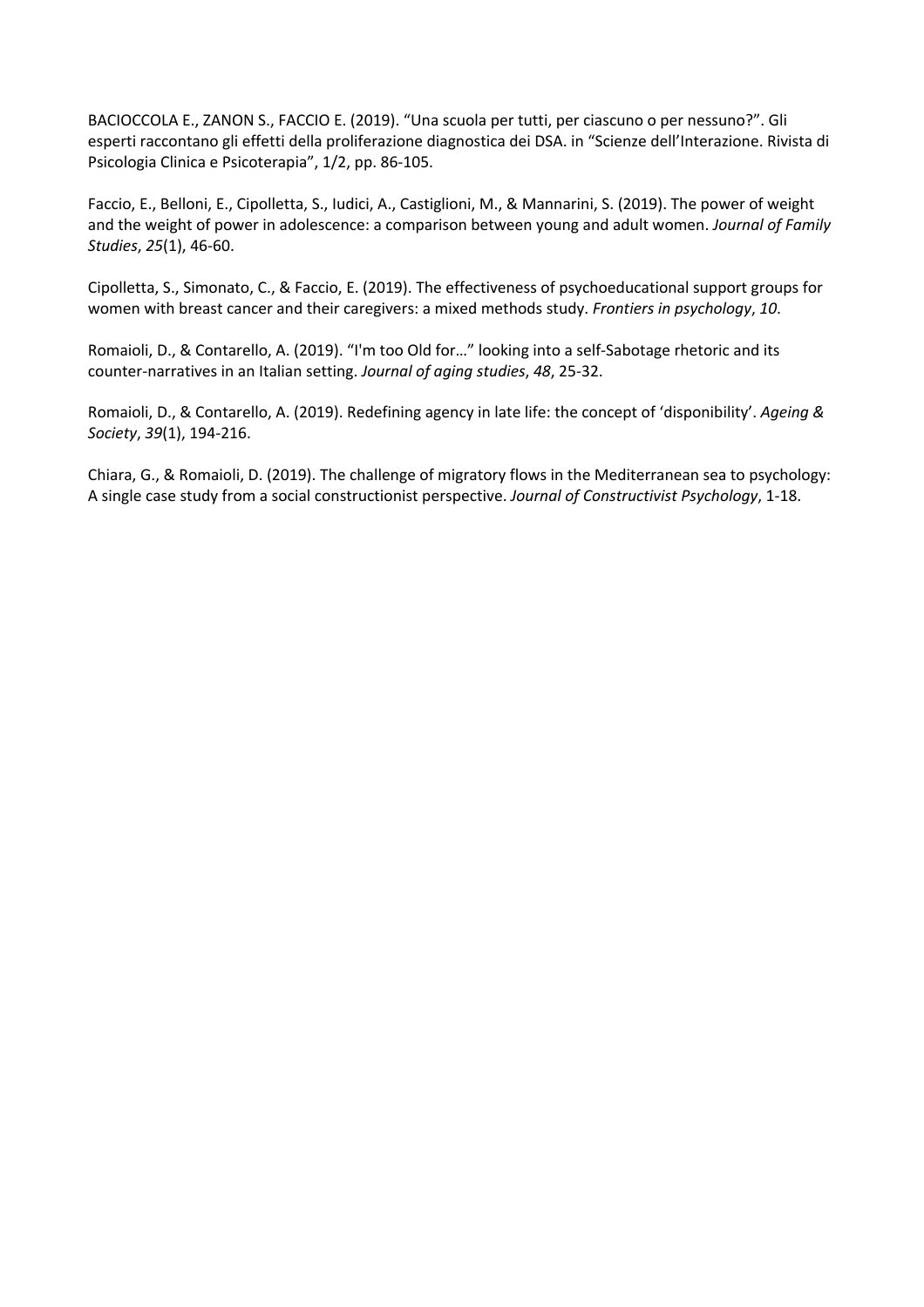BACIOCCOLA E., ZANON S., FACCIO E. (2019). “Una scuola per tutti, per ciascuno o per nessuno?”. Gli esperti raccontano gli effetti della proliferazione diagnostica dei DSA. in “Scienze dell’Interazione. Rivista di Psicologia Clinica e Psicoterapia”, 1/2, pp. 86-105.

Faccio, E., Belloni, E., Cipolletta, S., Iudici, A., Castiglioni, M., & Mannarini, S. (2019). The power of weight and the weight of power in adolescence: a comparison between young and adult women. *Journal of Family Studies*, *25*(1), 46-60.

Cipolletta, S., Simonato, C., & Faccio, E. (2019). The effectiveness of psychoeducational support groups for women with breast cancer and their caregivers: a mixed methods study. *Frontiers in psychology*, *10.*

Romaioli, D., & Contarello, A. (2019). “I'm too Old for…” looking into a self-Sabotage rhetoric and its counter-narratives in an Italian setting. *Journal of aging studies*, *48*, 25-32.

Romaioli, D., & Contarello, A. (2019). Redefining agency in late life: the concept of ‘disponibility’. *Ageing & Society*, *39*(1), 194-216.

Chiara, G., & Romaioli, D. (2019). The challenge of migratory flows in the Mediterranean sea to psychology: A single case study from a social constructionist perspective. *Journal of Constructivist Psychology*, 1-18.